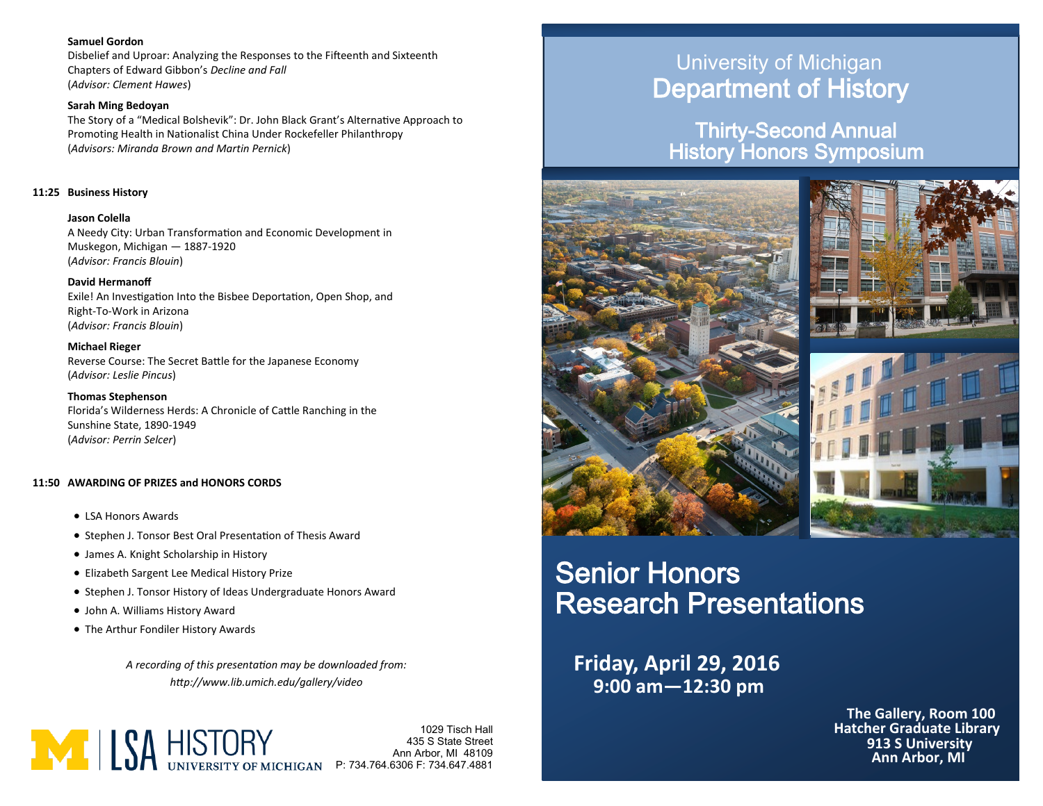**Samuel Gordon**
Disbelief and Uproar: Analyzing the Responses to the Fifteenth and Sixteenth Chapters of Edward Gibbon's *Decline and Fall*
(*Advisor: Clement Hawes*)

**Sarah Ming Bedoyan**
The Story of a "Medical Bolshevik": Dr. John Black Grant's Alternative Approach to Promoting Health in Nationalist China Under Rockefeller Philanthropy
(*Advisors: Miranda Brown and Martin Pernick*)

**11:25 Business History**

**Jason Colella**
A Needy City: Urban Transformation and Economic Development in Muskegon, Michigan — 1887-1920
(*Advisor: Francis Blouin*)

**David Hermanoff**
Exile! An Investigation Into the Bisbee Deportation, Open Shop, and Right-To-Work in Arizona
(*Advisor: Francis Blouin*)

**Michael Rieger**
Reverse Course: The Secret Battle for the Japanese Economy
(*Advisor: Leslie Pincus*)

**Thomas Stephenson**
Florida's Wilderness Herds: A Chronicle of Cattle Ranching in the Sunshine State, 1890-1949
(*Advisor: Perrin Selcer*)

**11:50 AWARDING OF PRIZES and HONORS CORDS**

- LSA Honors Awards
- Stephen J. Tonsor Best Oral Presentation of Thesis Award
- James A. Knight Scholarship in History
- Elizabeth Sargent Lee Medical History Prize
- Stephen J. Tonsor History of Ideas Undergraduate Honors Award
- John A. Williams History Award
- The Arthur Fondiler History Awards

*A recording of this presentation may be downloaded from:*
*http://www.lib.umich.edu/gallery/video*

LSA HISTORY
UNIVERSITY OF MICHIGAN

1029 Tisch Hall
435 S State Street
Ann Arbor, MI 48109
P: 734.764.6306 F: 734.647.4881

University of Michigan
# Department of History

## Thirty-Second Annual History Honors Symposium

# Senior Honors Research Presentations

**Friday, April 29, 2016**
**9:00 am—12:30 pm**

**The Gallery, Room 100**
**Hatcher Graduate Library**
**913 S University**
**Ann Arbor, MI**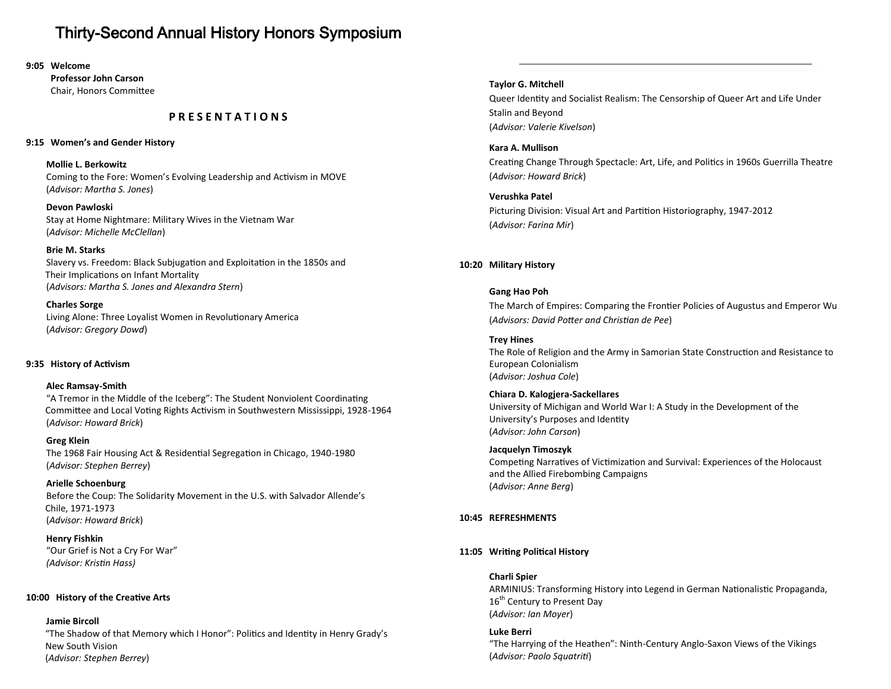# Thirty-Second Annual History Honors Symposium

**9:05 Welcome**
**Professor John Carson**
Chair, Honors Committee

## PRESENTATIONS

### 9:15 Women's and Gender History

**Mollie L. Berkowitz**
Coming to the Fore: Women's Evolving Leadership and Activism in MOVE
(*Advisor: Martha S. Jones*)

**Devon Pawloski**
Stay at Home Nightmare: Military Wives in the Vietnam War
(*Advisor: Michelle McClellan*)

**Brie M. Starks**
Slavery vs. Freedom: Black Subjugation and Exploitation in the 1850s and Their Implications on Infant Mortality
(*Advisors: Martha S. Jones and Alexandra Stern*)

**Charles Sorge**
Living Alone: Three Loyalist Women in Revolutionary America
(*Advisor: Gregory Dowd*)

### 9:35 History of Activism

**Alec Ramsay-Smith**
"A Tremor in the Middle of the Iceberg": The Student Nonviolent Coordinating Committee and Local Voting Rights Activism in Southwestern Mississippi, 1928-1964
(*Advisor: Howard Brick*)

**Greg Klein**
The 1968 Fair Housing Act & Residential Segregation in Chicago, 1940-1980
(*Advisor: Stephen Berrey*)

**Arielle Schoenburg**
Before the Coup: The Solidarity Movement in the U.S. with Salvador Allende's Chile, 1971-1973
(*Advisor: Howard Brick*)

**Henry Fishkin**
"Our Grief is Not a Cry For War"
*(Advisor: Kristin Hass)*

### 10:00 History of the Creative Arts

**Jamie Bircoll**
"The Shadow of that Memory which I Honor": Politics and Identity in Henry Grady's New South Vision
(*Advisor: Stephen Berrey*)

**Taylor G. Mitchell**
Queer Identity and Socialist Realism: The Censorship of Queer Art and Life Under Stalin and Beyond
(*Advisor: Valerie Kivelson*)

**Kara A. Mullison**
Creating Change Through Spectacle: Art, Life, and Politics in 1960s Guerrilla Theatre
(*Advisor: Howard Brick*)

**Verushka Patel**
Picturing Division: Visual Art and Partition Historiography, 1947-2012
(*Advisor: Farina Mir*)

### 10:20 Military History

**Gang Hao Poh**
The March of Empires: Comparing the Frontier Policies of Augustus and Emperor Wu
(*Advisors: David Potter and Christian de Pee*)

**Trey Hines**
The Role of Religion and the Army in Samorian State Construction and Resistance to European Colonialism
(*Advisor: Joshua Cole*)

**Chiara D. Kalogjera-Sackellares**
University of Michigan and World War I: A Study in the Development of the University's Purposes and Identity
(*Advisor: John Carson*)

**Jacquelyn Timoszyk**
Competing Narratives of Victimization and Survival: Experiences of the Holocaust and the Allied Firebombing Campaigns
(*Advisor: Anne Berg*)

### 10:45 REFRESHMENTS

### 11:05 Writing Political History

**Charli Spier**
ARMINIUS: Transforming History into Legend in German Nationalistic Propaganda, 16th Century to Present Day
(*Advisor: Ian Moyer*)

**Luke Berri**
"The Harrying of the Heathen": Ninth-Century Anglo-Saxon Views of the Vikings
(*Advisor: Paolo Squatriti*)